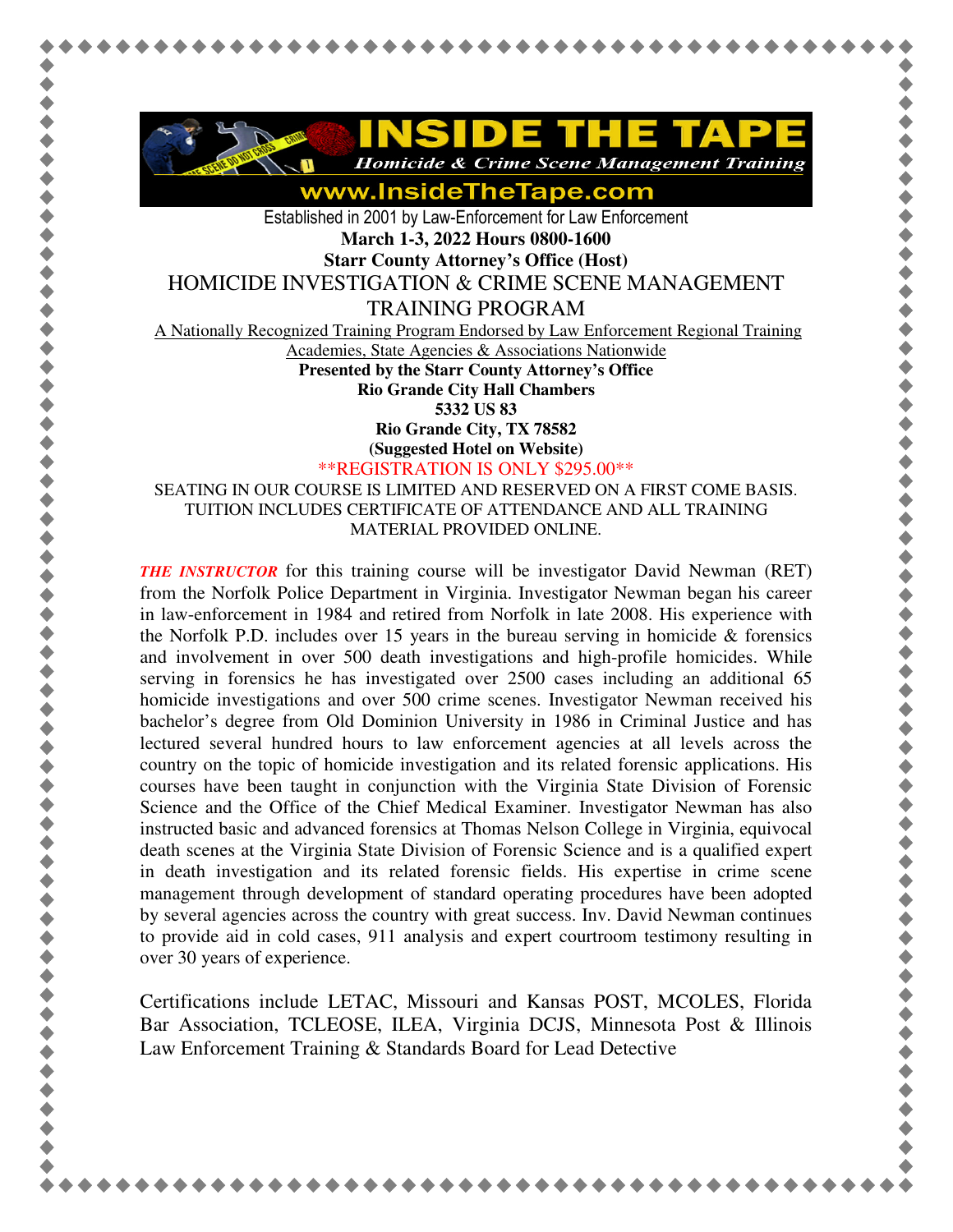# INSIDE THE TAPE

*Homicide & Crime Scene Management Training*

**www.InsideTheTape.com**

Established in 2001 by Law-Enforcement for Law Enforcement

**March 1-3, 2022 Hours 0800-1600**

**Starr County Attorney's Office (Host)**

## HOMICIDE INVESTIGATION & CRIME SCENE MANAGEMENT TRAINING PROGRAM

A Nationally Recognized Training Program Endorsed by Law Enforcement Regional Training Academies, State Agencies & Associations Nationwide

**Presented by the Starr County Attorney's Office**
**Rio Grande City Hall Chambers**
**5332 US 83**
**Rio Grande City, TX 78582**
**(Suggested Hotel on Website)**

**REGISTRATION IS ONLY $295.00**

SEATING IN OUR COURSE IS LIMITED AND RESERVED ON A FIRST COME BASIS. TUITION INCLUDES CERTIFICATE OF ATTENDANCE AND ALL TRAINING MATERIAL PROVIDED ONLINE.

***THE INSTRUCTOR*** for this training course will be investigator David Newman (RET) from the Norfolk Police Department in Virginia. Investigator Newman began his career in law-enforcement in 1984 and retired from Norfolk in late 2008. His experience with the Norfolk P.D. includes over 15 years in the bureau serving in homicide & forensics and involvement in over 500 death investigations and high-profile homicides. While serving in forensics he has investigated over 2500 cases including an additional 65 homicide investigations and over 500 crime scenes. Investigator Newman received his bachelor's degree from Old Dominion University in 1986 in Criminal Justice and has lectured several hundred hours to law enforcement agencies at all levels across the country on the topic of homicide investigation and its related forensic applications. His courses have been taught in conjunction with the Virginia State Division of Forensic Science and the Office of the Chief Medical Examiner. Investigator Newman has also instructed basic and advanced forensics at Thomas Nelson College in Virginia, equivocal death scenes at the Virginia State Division of Forensic Science and is a qualified expert in death investigation and its related forensic fields. His expertise in crime scene management through development of standard operating procedures have been adopted by several agencies across the country with great success. Inv. David Newman continues to provide aid in cold cases, 911 analysis and expert courtroom testimony resulting in over 30 years of experience.

Certifications include LETAC, Missouri and Kansas POST, MCOLES, Florida Bar Association, TCLEOSE, ILEA, Virginia DCJS, Minnesota Post & Illinois Law Enforcement Training & Standards Board for Lead Detective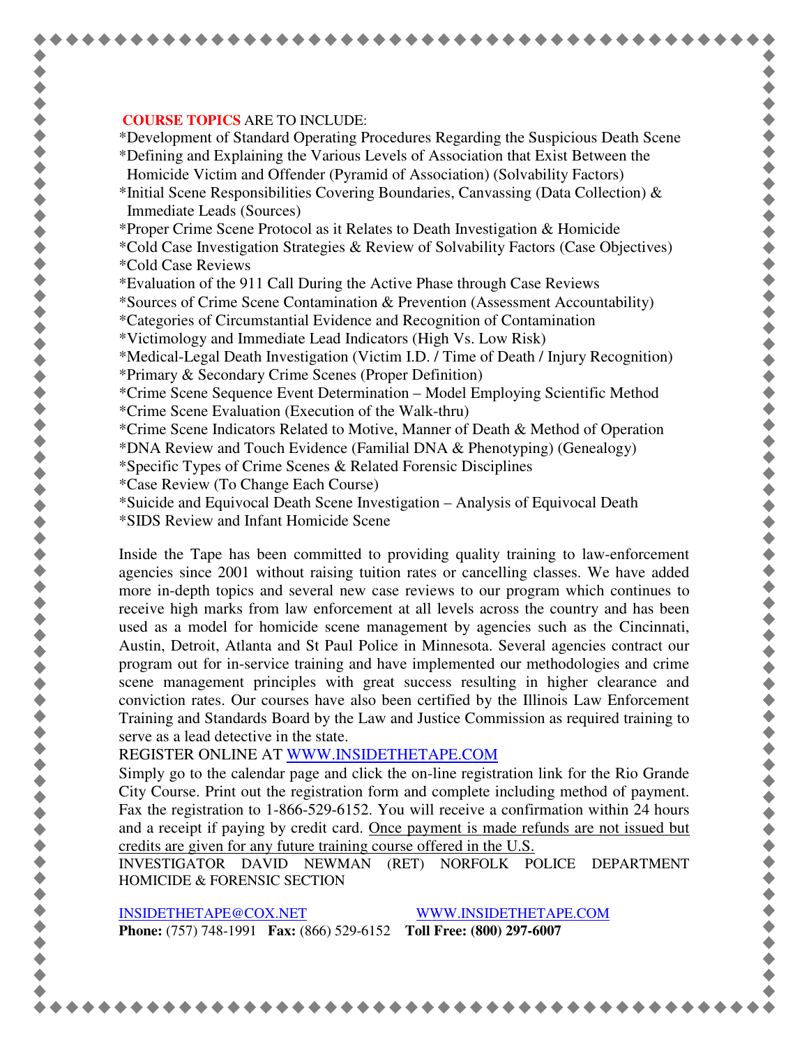**COURSE TOPICS** ARE TO INCLUDE:

*Development of Standard Operating Procedures Regarding the Suspicious Death Scene
*Defining and Explaining the Various Levels of Association that Exist Between the Homicide Victim and Offender (Pyramid of Association) (Solvability Factors)
*Initial Scene Responsibilities Covering Boundaries, Canvassing (Data Collection) & Immediate Leads (Sources)
*Proper Crime Scene Protocol as it Relates to Death Investigation & Homicide
*Cold Case Investigation Strategies & Review of Solvability Factors (Case Objectives)
*Cold Case Reviews
*Evaluation of the 911 Call During the Active Phase through Case Reviews
*Sources of Crime Scene Contamination & Prevention (Assessment Accountability)
*Categories of Circumstantial Evidence and Recognition of Contamination
*Victimology and Immediate Lead Indicators (High Vs. Low Risk)
*Medical-Legal Death Investigation (Victim I.D. / Time of Death / Injury Recognition)
*Primary & Secondary Crime Scenes (Proper Definition)
*Crime Scene Sequence Event Determination – Model Employing Scientific Method
*Crime Scene Evaluation (Execution of the Walk-thru)
*Crime Scene Indicators Related to Motive, Manner of Death & Method of Operation
*DNA Review and Touch Evidence (Familial DNA & Phenotyping) (Genealogy)
*Specific Types of Crime Scenes & Related Forensic Disciplines
*Case Review (To Change Each Course)
*Suicide and Equivocal Death Scene Investigation – Analysis of Equivocal Death
*SIDS Review and Infant Homicide Scene

Inside the Tape has been committed to providing quality training to law-enforcement agencies since 2001 without raising tuition rates or cancelling classes. We have added more in-depth topics and several new case reviews to our program which continues to receive high marks from law enforcement at all levels across the country and has been used as a model for homicide scene management by agencies such as the Cincinnati, Austin, Detroit, Atlanta and St Paul Police in Minnesota. Several agencies contract our program out for in-service training and have implemented our methodologies and crime scene management principles with great success resulting in higher clearance and conviction rates. Our courses have also been certified by the Illinois Law Enforcement Training and Standards Board by the Law and Justice Commission as required training to serve as a lead detective in the state.

REGISTER ONLINE AT [WWW.INSIDETHETAPE.COM](http://WWW.INSIDETHETAPE.COM)

Simply go to the calendar page and click the on-line registration link for the Rio Grande City Course. Print out the registration form and complete including method of payment. Fax the registration to 1-866-529-6152. You will receive a confirmation within 24 hours and a receipt if paying by credit card. <u>Once payment is made refunds are not issued but credits are given for any future training course offered in the U.S.</u>

INVESTIGATOR DAVID NEWMAN (RET) NORFOLK POLICE DEPARTMENT HOMICIDE & FORENSIC SECTION

[INSIDETHETAPE@COX.NET](mailto:INSIDETHETAPE@COX.NET) [WWW.INSIDETHETAPE.COM](http://WWW.INSIDETHETAPE.COM)

**Phone:** (757) 748-1991 **Fax:** (866) 529-6152 **Toll Free: (800) 297-6007**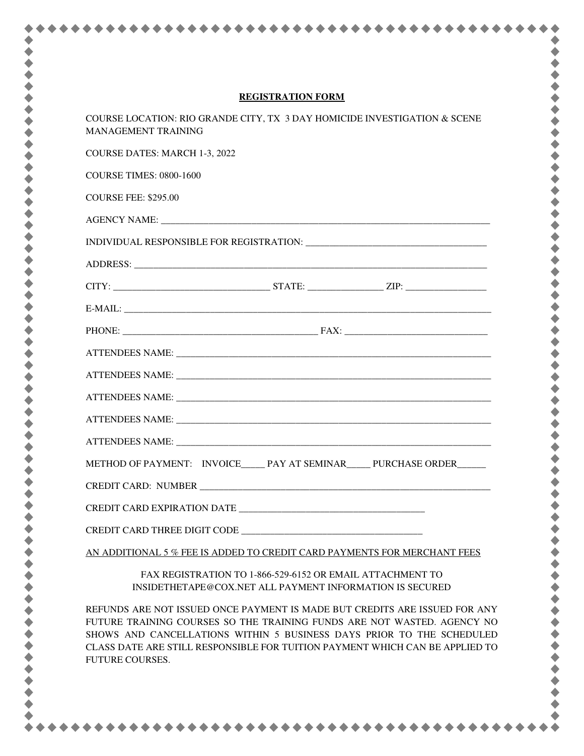**REGISTRATION FORM**

COURSE LOCATION: RIO GRANDE CITY, TX 3 DAY HOMICIDE INVESTIGATION & SCENE MANAGEMENT TRAINING

COURSE DATES: MARCH 1-3, 2022

COURSE TIMES: 0800-1600

COURSE FEE: $295.00

AGENCY NAME: ___________________________________________________________________

INDIVIDUAL RESPONSIBLE FOR REGISTRATION: _____________________________________

ADDRESS: _______________________________________________________________________

CITY: ______________________________ STATE: _______________ ZIP: ________________

E-MAIL: _________________________________________________________________________

PHONE: ______________________________________ FAX: ____________________________

ATTENDEES NAME: _______________________________________________________________

ATTENDEES NAME: _______________________________________________________________

ATTENDEES NAME: _______________________________________________________________

ATTENDEES NAME: _______________________________________________________________

ATTENDEES NAME: _______________________________________________________________

METHOD OF PAYMENT: INVOICE_____ PAY AT SEMINAR_____ PURCHASE ORDER______

CREDIT CARD: NUMBER ___________________________________________________________

CREDIT CARD EXPIRATION DATE ______________________________________

CREDIT CARD THREE DIGIT CODE _____________________________________

AN ADDITIONAL 5 % FEE IS ADDED TO CREDIT CARD PAYMENTS FOR MERCHANT FEES

FAX REGISTRATION TO 1-866-529-6152 OR EMAIL ATTACHMENT TO INSIDETHETAPE@COX.NET ALL PAYMENT INFORMATION IS SECURED

REFUNDS ARE NOT ISSUED ONCE PAYMENT IS MADE BUT CREDITS ARE ISSUED FOR ANY FUTURE TRAINING COURSES SO THE TRAINING FUNDS ARE NOT WASTED. AGENCY NO SHOWS AND CANCELLATIONS WITHIN 5 BUSINESS DAYS PRIOR TO THE SCHEDULED CLASS DATE ARE STILL RESPONSIBLE FOR TUITION PAYMENT WHICH CAN BE APPLIED TO FUTURE COURSES.